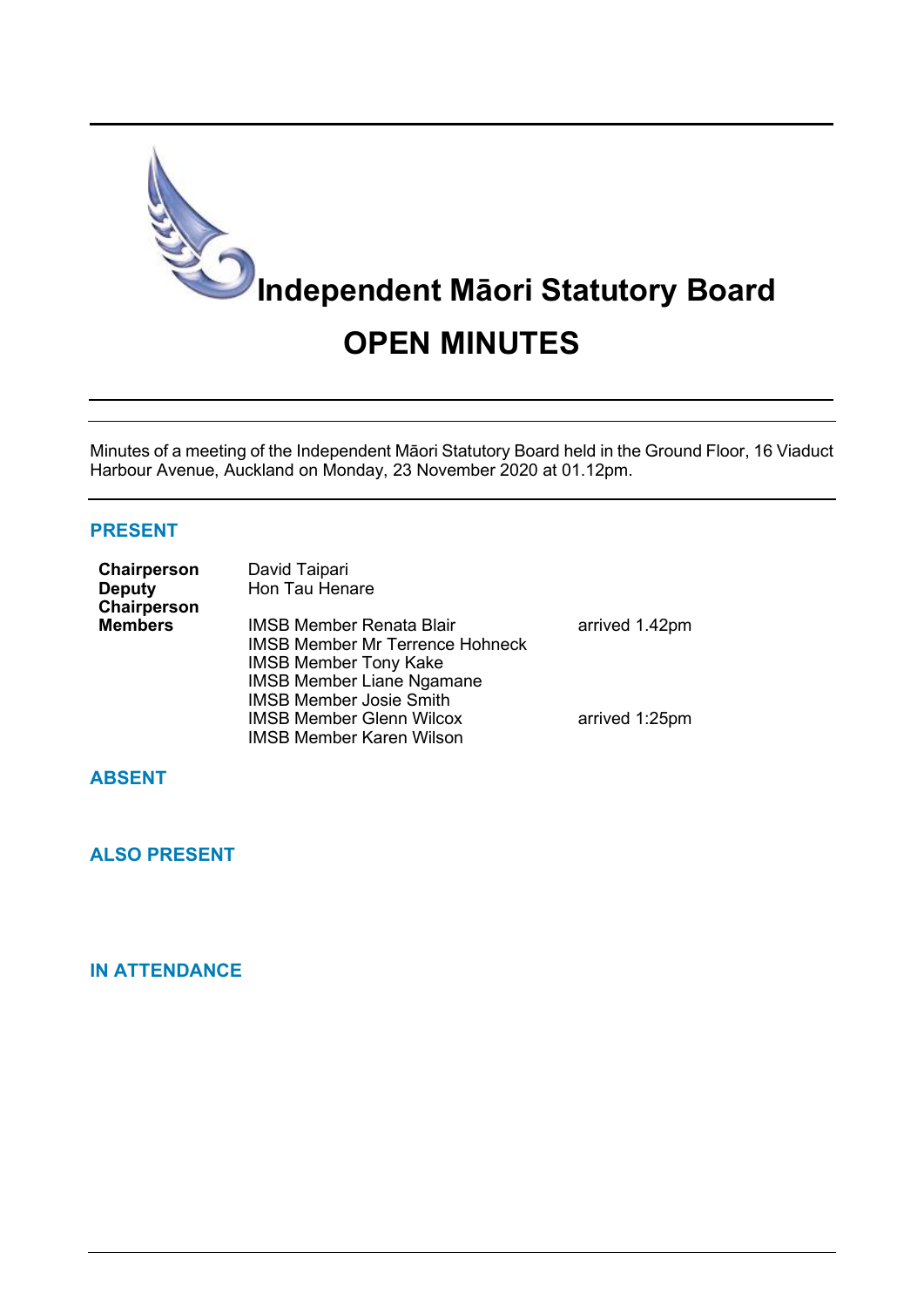# Independent Māori Statutory Board

# OPEN MINUTES

Minutes of a meeting of the Independent Māori Statutory Board held in the Ground Floor, 16 Viaduct Harbour Avenue, Auckland on Monday, 23 November 2020 at 01.12pm.

## PRESENT

| | | |
|---|---|---|
| **Chairperson** | David Taipari | |
| **Deputy Chairperson** | Hon Tau Henare | |
| **Members** | IMSB Member Renata Blair | arrived 1.42pm |
| | IMSB Member Mr Terrence Hohneck | |
| | IMSB Member Tony Kake | |
| | IMSB Member Liane Ngamane | |
| | IMSB Member Josie Smith | |
| | IMSB Member Glenn Wilcox | arrived 1:25pm |
| | IMSB Member Karen Wilson | |

## ABSENT

## ALSO PRESENT

## IN ATTENDANCE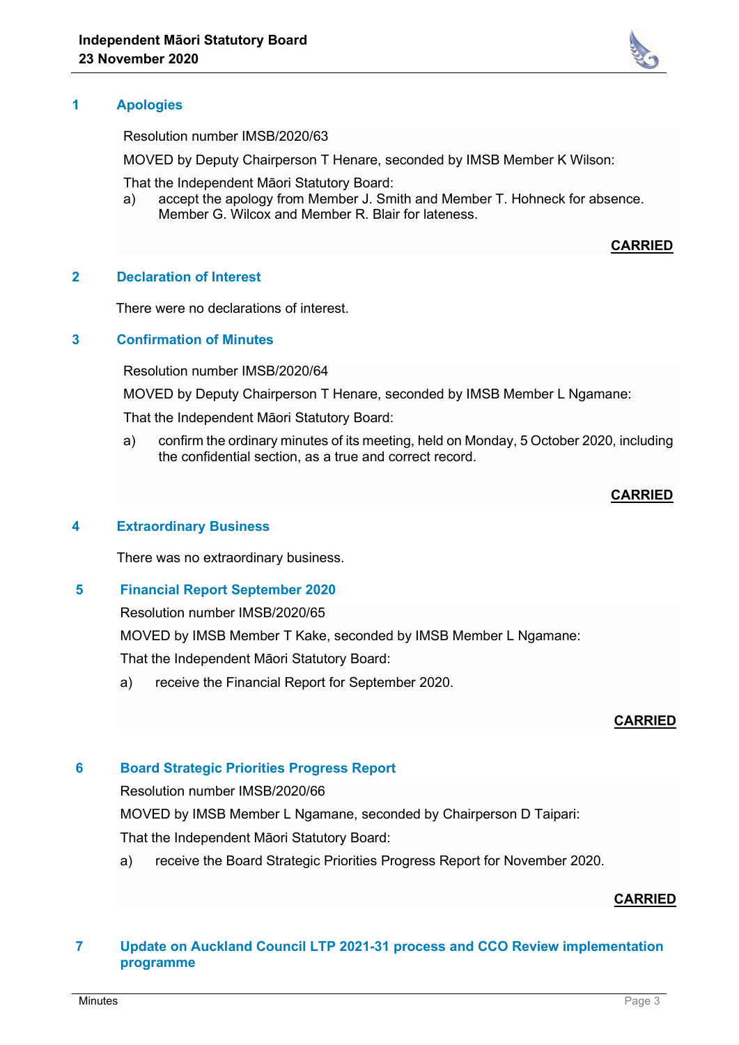## 1 Apologies

Resolution number IMSB/2020/63

MOVED by Deputy Chairperson T Henare, seconded by IMSB Member K Wilson:

That the Independent Māori Statutory Board:

a) accept the apology from Member J. Smith and Member T. Hohneck for absence. Member G. Wilcox and Member R. Blair for lateness.

**CARRIED**

## 2 Declaration of Interest

There were no declarations of interest.

## 3 Confirmation of Minutes

Resolution number IMSB/2020/64

MOVED by Deputy Chairperson T Henare, seconded by IMSB Member L Ngamane:

That the Independent Māori Statutory Board:

a) confirm the ordinary minutes of its meeting, held on Monday, 5 October 2020, including the confidential section, as a true and correct record.

**CARRIED**

## 4 Extraordinary Business

There was no extraordinary business.

## 5 Financial Report September 2020

Resolution number IMSB/2020/65

MOVED by IMSB Member T Kake, seconded by IMSB Member L Ngamane:

That the Independent Māori Statutory Board:

a) receive the Financial Report for September 2020.

**CARRIED**

## 6 Board Strategic Priorities Progress Report

Resolution number IMSB/2020/66

MOVED by IMSB Member L Ngamane, seconded by Chairperson D Taipari:

That the Independent Māori Statutory Board:

a) receive the Board Strategic Priorities Progress Report for November 2020.

**CARRIED**

## 7 Update on Auckland Council LTP 2021-31 process and CCO Review implementation programme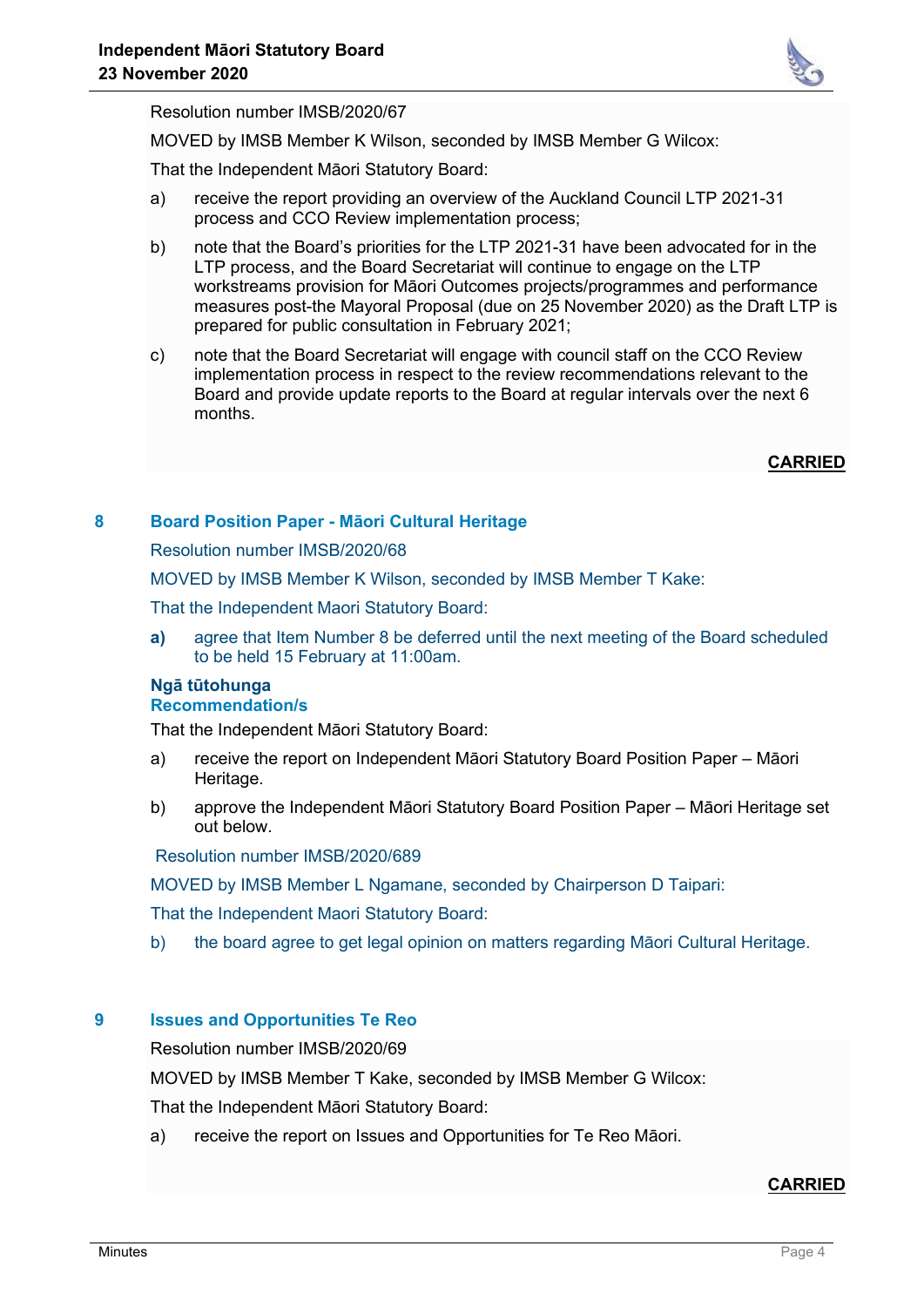Resolution number IMSB/2020/67

MOVED by IMSB Member K Wilson, seconded by IMSB Member G Wilcox:

That the Independent Māori Statutory Board:

a) receive the report providing an overview of the Auckland Council LTP 2021-31 process and CCO Review implementation process;

b) note that the Board's priorities for the LTP 2021-31 have been advocated for in the LTP process, and the Board Secretariat will continue to engage on the LTP workstreams provision for Māori Outcomes projects/programmes and performance measures post-the Mayoral Proposal (due on 25 November 2020) as the Draft LTP is prepared for public consultation in February 2021;

c) note that the Board Secretariat will engage with council staff on the CCO Review implementation process in respect to the review recommendations relevant to the Board and provide update reports to the Board at regular intervals over the next 6 months.

**CARRIED**

## 8 Board Position Paper - Māori Cultural Heritage

Resolution number IMSB/2020/68

MOVED by IMSB Member K Wilson, seconded by IMSB Member T Kake:

That the Independent Maori Statutory Board:

**a)** agree that Item Number 8 be deferred until the next meeting of the Board scheduled to be held 15 February at 11:00am.

**Ngā tūtohunga**
**Recommendation/s**

That the Independent Māori Statutory Board:

a) receive the report on Independent Māori Statutory Board Position Paper – Māori Heritage.

b) approve the Independent Māori Statutory Board Position Paper – Māori Heritage set out below.

Resolution number IMSB/2020/689

MOVED by IMSB Member L Ngamane, seconded by Chairperson D Taipari:

That the Independent Maori Statutory Board:

b) the board agree to get legal opinion on matters regarding Māori Cultural Heritage.

## 9 Issues and Opportunities Te Reo

Resolution number IMSB/2020/69

MOVED by IMSB Member T Kake, seconded by IMSB Member G Wilcox:

That the Independent Māori Statutory Board:

a) receive the report on Issues and Opportunities for Te Reo Māori.

**CARRIED**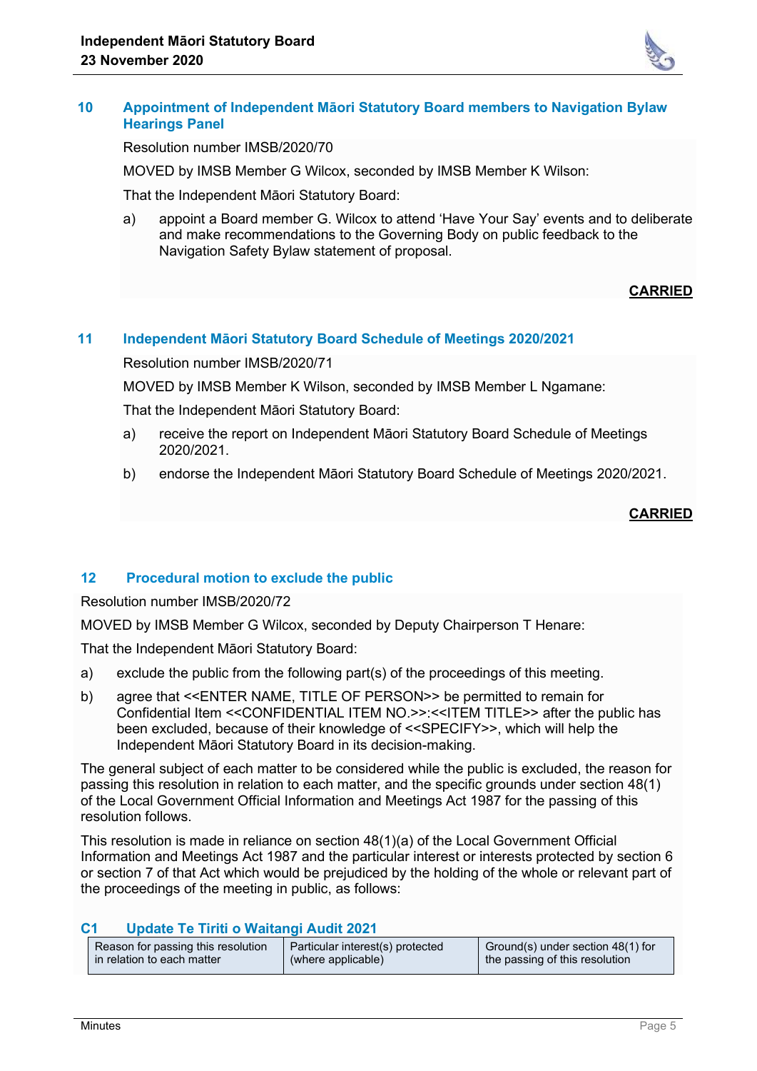## 10 Appointment of Independent Māori Statutory Board members to Navigation Bylaw Hearings Panel

Resolution number IMSB/2020/70

MOVED by IMSB Member G Wilcox, seconded by IMSB Member K Wilson:

That the Independent Māori Statutory Board:

a) appoint a Board member G. Wilcox to attend 'Have Your Say' events and to deliberate and make recommendations to the Governing Body on public feedback to the Navigation Safety Bylaw statement of proposal.

**CARRIED**

## 11 Independent Māori Statutory Board Schedule of Meetings 2020/2021

Resolution number IMSB/2020/71

MOVED by IMSB Member K Wilson, seconded by IMSB Member L Ngamane:

That the Independent Māori Statutory Board:

a) receive the report on Independent Māori Statutory Board Schedule of Meetings 2020/2021.

b) endorse the Independent Māori Statutory Board Schedule of Meetings 2020/2021.

**CARRIED**

## 12 Procedural motion to exclude the public

Resolution number IMSB/2020/72

MOVED by IMSB Member G Wilcox, seconded by Deputy Chairperson T Henare:

That the Independent Māori Statutory Board:

a) exclude the public from the following part(s) of the proceedings of this meeting.

b) agree that <<ENTER NAME, TITLE OF PERSON>> be permitted to remain for Confidential Item <<CONFIDENTIAL ITEM NO.>>:<<ITEM TITLE>> after the public has been excluded, because of their knowledge of <<SPECIFY>>, which will help the Independent Māori Statutory Board in its decision-making.

The general subject of each matter to be considered while the public is excluded, the reason for passing this resolution in relation to each matter, and the specific grounds under section 48(1) of the Local Government Official Information and Meetings Act 1987 for the passing of this resolution follows.

This resolution is made in reliance on section 48(1)(a) of the Local Government Official Information and Meetings Act 1987 and the particular interest or interests protected by section 6 or section 7 of that Act which would be prejudiced by the holding of the whole or relevant part of the proceedings of the meeting in public, as follows:

### C1 Update Te Tiriti o Waitangi Audit 2021

| Reason for passing this resolution in relation to each matter | Particular interest(s) protected (where applicable) | Ground(s) under section 48(1) for the passing of this resolution |
| --- | --- | --- |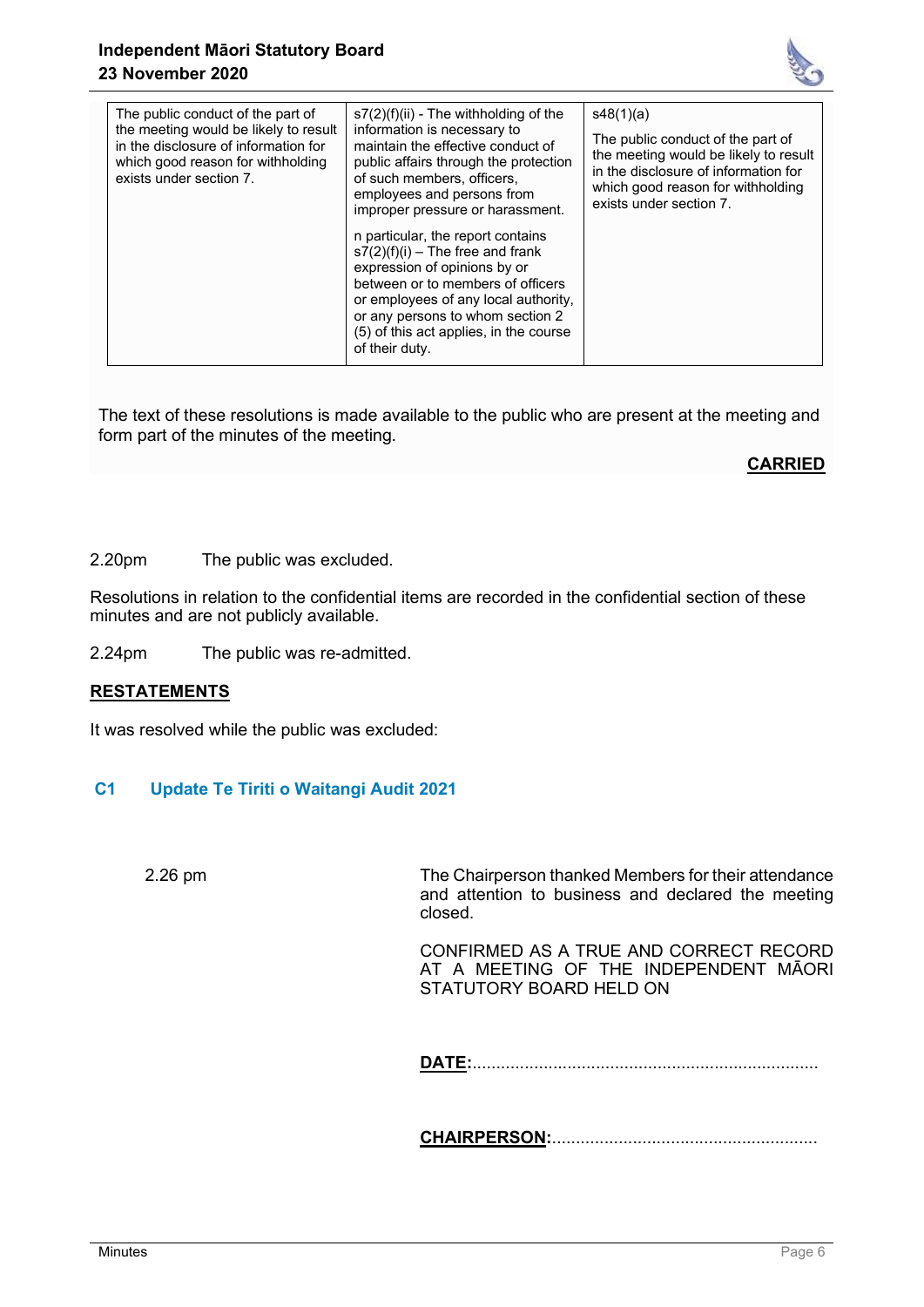| | | |
|---|---|---|
| The public conduct of the part of the meeting would be likely to result in the disclosure of information for which good reason for withholding exists under section 7. | s7(2)(f)(ii) - The withholding of the information is necessary to maintain the effective conduct of public affairs through the protection of such members, officers, employees and persons from improper pressure or harassment.<br><br>n particular, the report contains s7(2)(f)(i) – The free and frank expression of opinions by or between or to members of officers or employees of any local authority, or any persons to whom section 2 (5) of this act applies, in the course of their duty. | s48(1)(a)<br><br>The public conduct of the part of the meeting would be likely to result in the disclosure of information for which good reason for withholding exists under section 7. |

The text of these resolutions is made available to the public who are present at the meeting and form part of the minutes of the meeting.

**CARRIED**

2.20pm The public was excluded.

Resolutions in relation to the confidential items are recorded in the confidential section of these minutes and are not publicly available.

2.24pm The public was re-admitted.

**RESTATEMENTS**

It was resolved while the public was excluded:

### C1 Update Te Tiriti o Waitangi Audit 2021

2.26 pm The Chairperson thanked Members for their attendance and attention to business and declared the meeting closed.

CONFIRMED AS A TRUE AND CORRECT RECORD AT A MEETING OF THE INDEPENDENT MĀORI STATUTORY BOARD HELD ON

**DATE:**........................................................................

**CHAIRPERSON:**........................................................